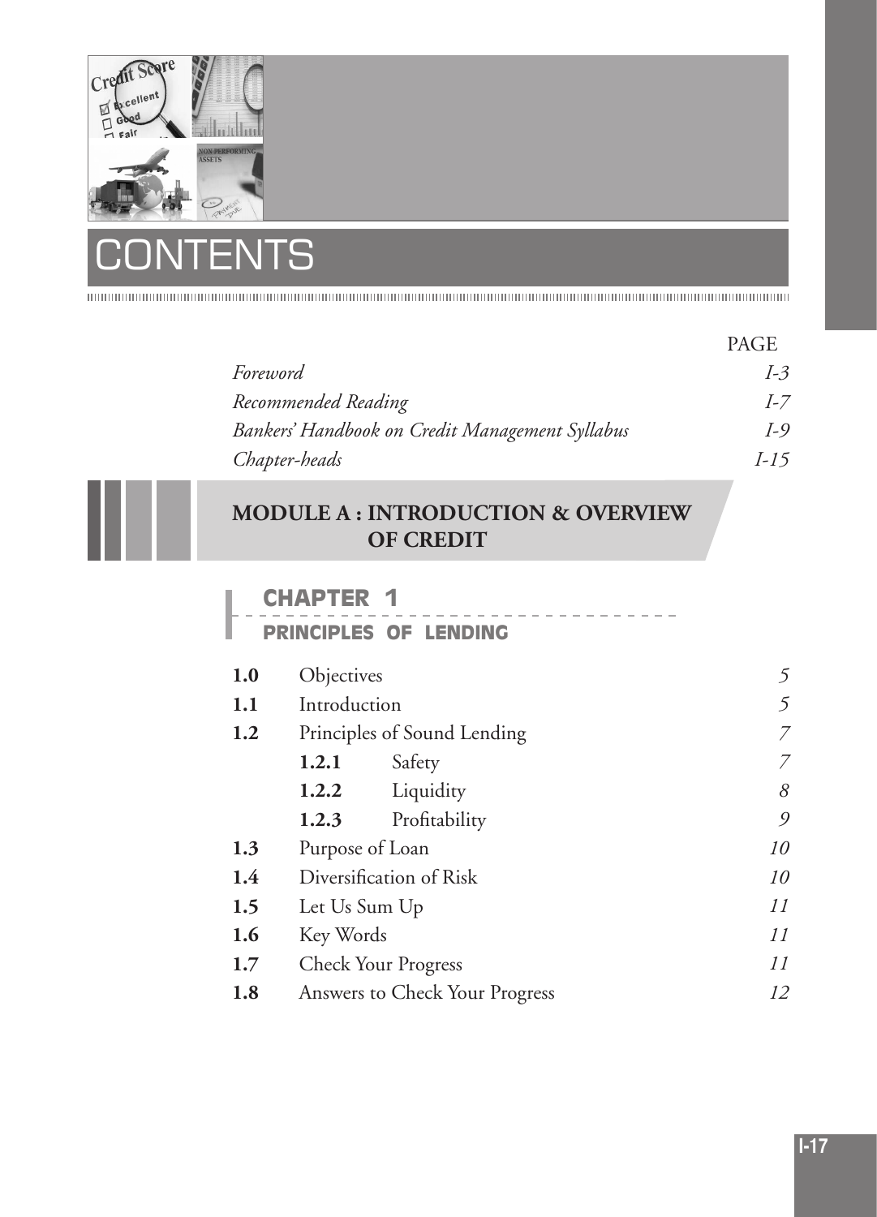# CONTENTS

| | PAGE |
|---|---|
| *Foreword* | *I-3* |
| *Recommended Reading* | *I-7* |
| *Bankers' Handbook on Credit Management Syllabus* | *I-9* |
| *Chapter-heads* | *I-15* |

## MODULE A : INTRODUCTION & OVERVIEW OF CREDIT

### CHAPTER 1

### PRINCIPLES OF LENDING

| | | |
|---|---|---|
| **1.0** | Objectives | *5* |
| **1.1** | Introduction | *5* |
| **1.2** | Principles of Sound Lending | *7* |
| | **1.2.1** Safety | *7* |
| | **1.2.2** Liquidity | *8* |
| | **1.2.3** Profitability | *9* |
| **1.3** | Purpose of Loan | *10* |
| **1.4** | Diversification of Risk | *10* |
| **1.5** | Let Us Sum Up | *11* |
| **1.6** | Key Words | *11* |
| **1.7** | Check Your Progress | *11* |
| **1.8** | Answers to Check Your Progress | *12* |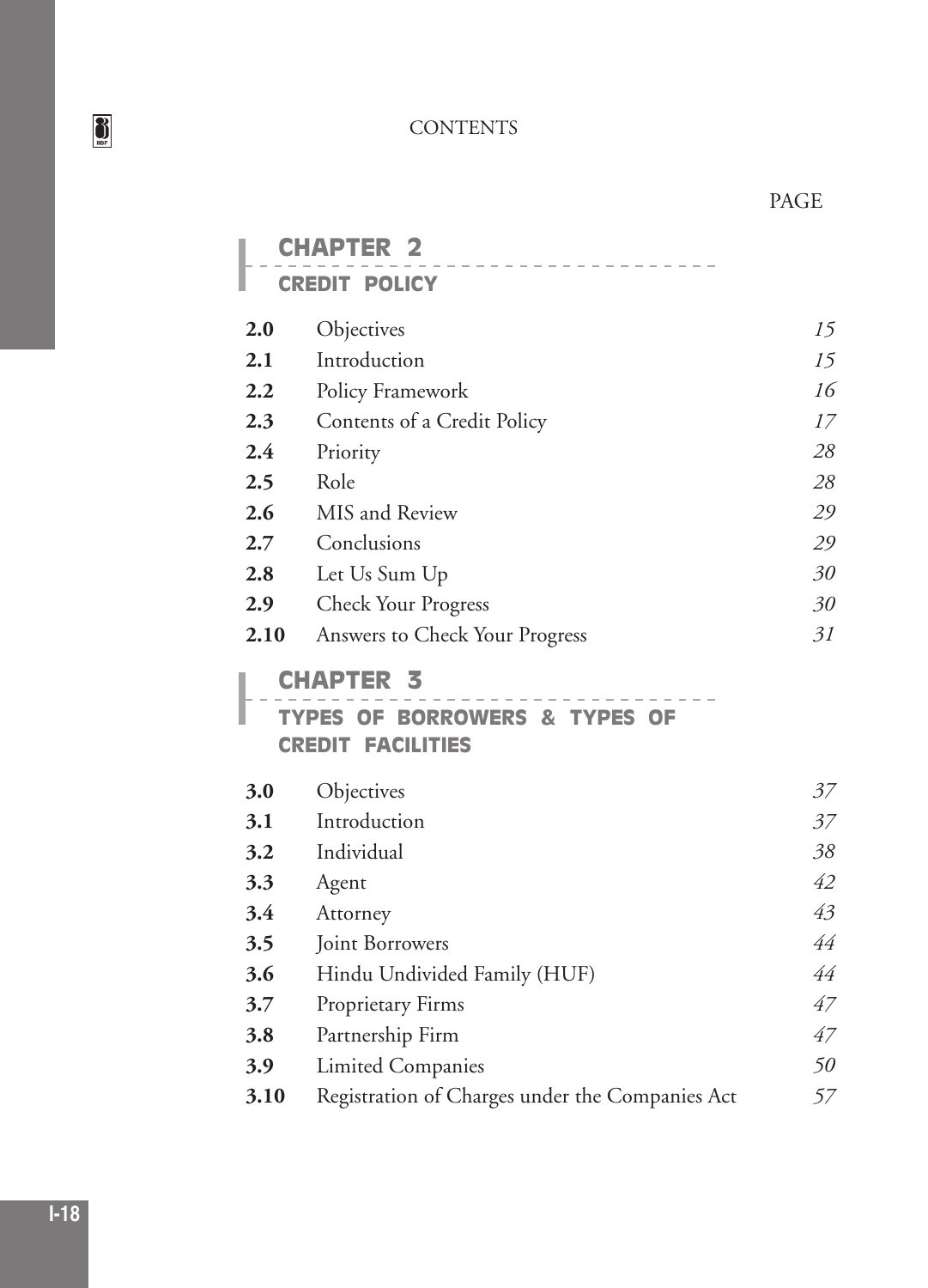# CONTENTS

PAGE

## CHAPTER 2

### CREDIT POLICY

| | | |
|---|---|---|
| **2.0** | Objectives | *15* |
| **2.1** | Introduction | *15* |
| **2.2** | Policy Framework | *16* |
| **2.3** | Contents of a Credit Policy | *17* |
| **2.4** | Priority | *28* |
| **2.5** | Role | *28* |
| **2.6** | MIS and Review | *29* |
| **2.7** | Conclusions | *29* |
| **2.8** | Let Us Sum Up | *30* |
| **2.9** | Check Your Progress | *30* |
| **2.10** | Answers to Check Your Progress | *31* |

## CHAPTER 3

### TYPES OF BORROWERS & TYPES OF CREDIT FACILITIES

| | | |
|---|---|---|
| **3.0** | Objectives | *37* |
| **3.1** | Introduction | *37* |
| **3.2** | Individual | *38* |
| **3.3** | Agent | *42* |
| **3.4** | Attorney | *43* |
| **3.5** | Joint Borrowers | *44* |
| **3.6** | Hindu Undivided Family (HUF) | *44* |
| **3.7** | Proprietary Firms | *47* |
| **3.8** | Partnership Firm | *47* |
| **3.9** | Limited Companies | *50* |
| **3.10** | Registration of Charges under the Companies Act | *57* |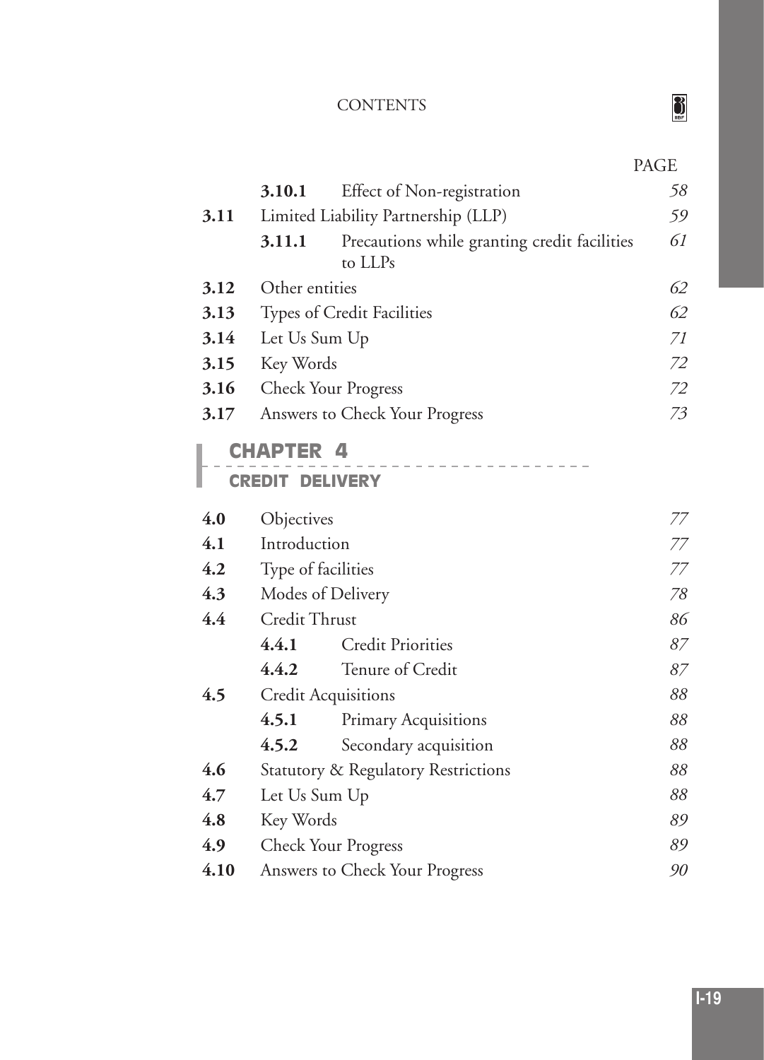| | | | PAGE |
|---|---|---|---|
| | **3.10.1** | Effect of Non-registration | *58* |
| **3.11** | Limited Liability Partnership (LLP) | | *59* |
| | **3.11.1** | Precautions while granting credit facilities to LLPs | *61* |
| **3.12** | Other entities | | *62* |
| **3.13** | Types of Credit Facilities | | *62* |
| **3.14** | Let Us Sum Up | | *71* |
| **3.15** | Key Words | | *72* |
| **3.16** | Check Your Progress | | *72* |
| **3.17** | Answers to Check Your Progress | | *73* |

## CHAPTER 4

## CREDIT DELIVERY

| | | | |
|---|---|---|---|
| **4.0** | Objectives | | *77* |
| **4.1** | Introduction | | *77* |
| **4.2** | Type of facilities | | *77* |
| **4.3** | Modes of Delivery | | *78* |
| **4.4** | Credit Thrust | | *86* |
| | **4.4.1** | Credit Priorities | *87* |
| | **4.4.2** | Tenure of Credit | *87* |
| **4.5** | Credit Acquisitions | | *88* |
| | **4.5.1** | Primary Acquisitions | *88* |
| | **4.5.2** | Secondary acquisition | *88* |
| **4.6** | Statutory & Regulatory Restrictions | | *88* |
| **4.7** | Let Us Sum Up | | *88* |
| **4.8** | Key Words | | *89* |
| **4.9** | Check Your Progress | | *89* |
| **4.10** | Answers to Check Your Progress | | *90* |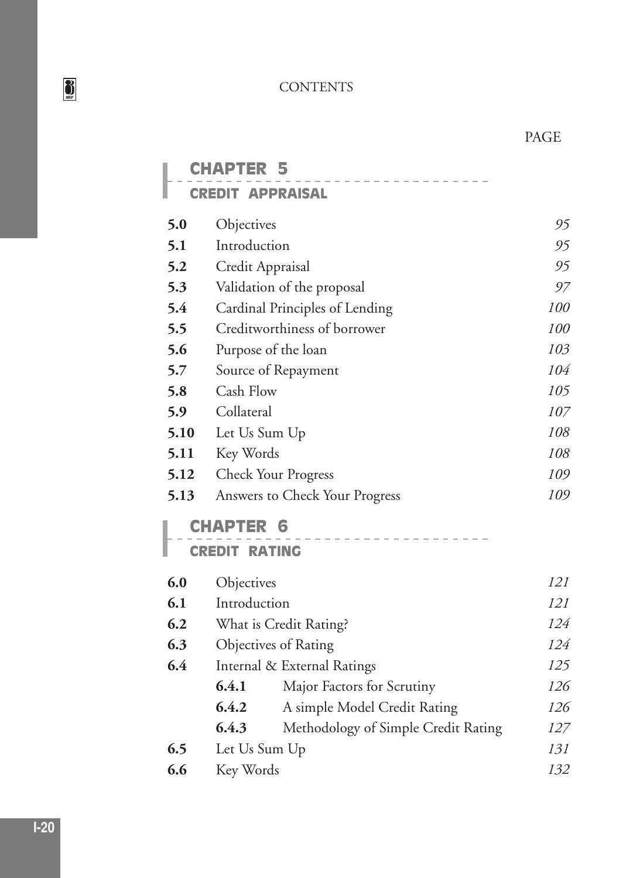CONTENTS

PAGE

## CHAPTER 5

### CREDIT APPRAISAL

| | | |
|---|---|---|
| **5.0** | Objectives | *95* |
| **5.1** | Introduction | *95* |
| **5.2** | Credit Appraisal | *95* |
| **5.3** | Validation of the proposal | *97* |
| **5.4** | Cardinal Principles of Lending | *100* |
| **5.5** | Creditworthiness of borrower | *100* |
| **5.6** | Purpose of the loan | *103* |
| **5.7** | Source of Repayment | *104* |
| **5.8** | Cash Flow | *105* |
| **5.9** | Collateral | *107* |
| **5.10** | Let Us Sum Up | *108* |
| **5.11** | Key Words | *108* |
| **5.12** | Check Your Progress | *109* |
| **5.13** | Answers to Check Your Progress | *109* |

## CHAPTER 6

### CREDIT RATING

| | | |
|---|---|---|
| **6.0** | Objectives | *121* |
| **6.1** | Introduction | *121* |
| **6.2** | What is Credit Rating? | *124* |
| **6.3** | Objectives of Rating | *124* |
| **6.4** | Internal & External Ratings | *125* |
| | **6.4.1** Major Factors for Scrutiny | *126* |
| | **6.4.2** A simple Model Credit Rating | *126* |
| | **6.4.3** Methodology of Simple Credit Rating | *127* |
| **6.5** | Let Us Sum Up | *131* |
| **6.6** | Key Words | *132* |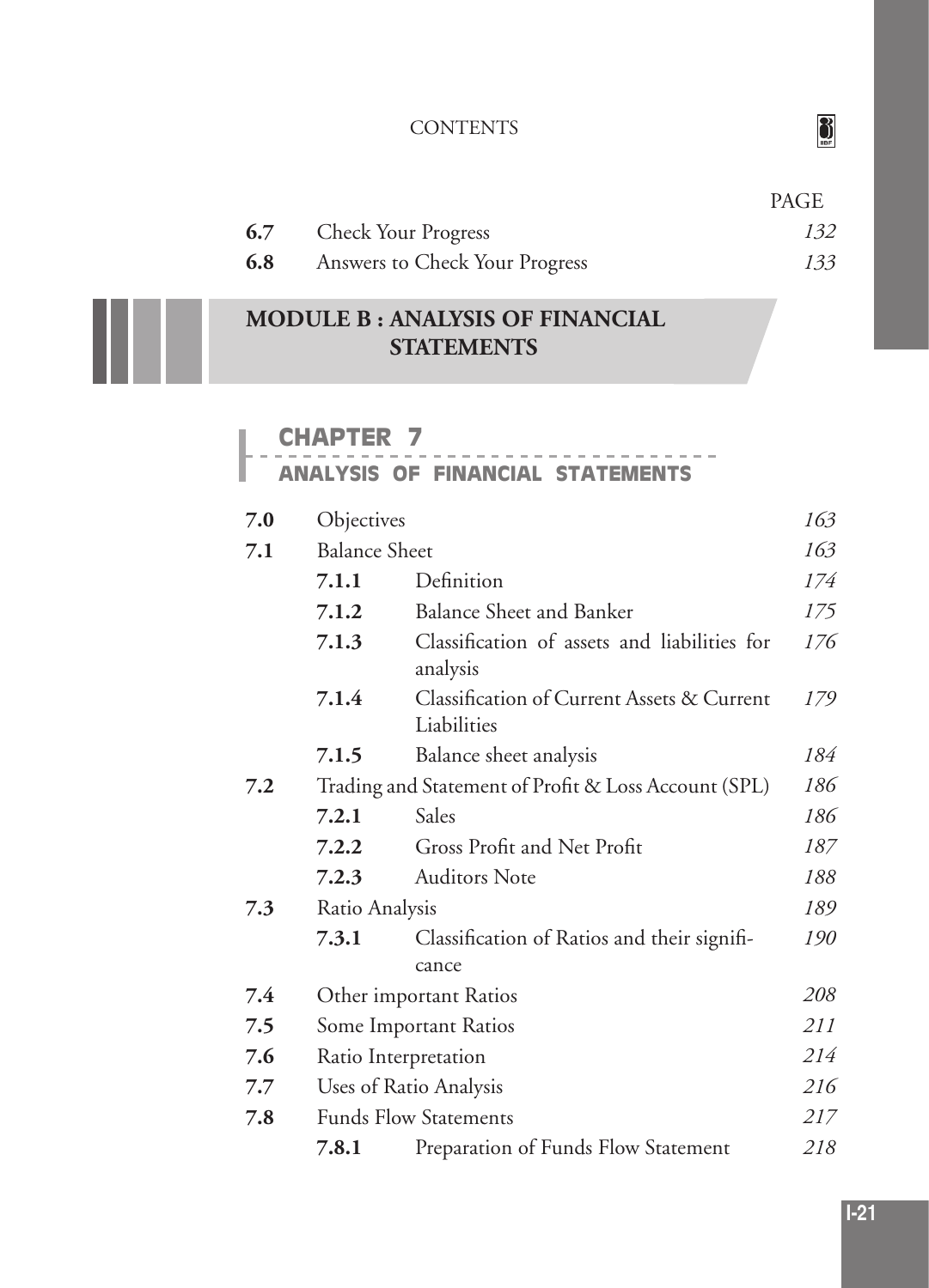| | | PAGE |
|---|---|---|
| **6.7** | Check Your Progress | 132 |
| **6.8** | Answers to Check Your Progress | 133 |

# MODULE B : ANALYSIS OF FINANCIAL STATEMENTS

## CHAPTER 7
## ANALYSIS OF FINANCIAL STATEMENTS

| | | | |
|---|---|---|---|
| **7.0** | Objectives | | 163 |
| **7.1** | Balance Sheet | | 163 |
| | **7.1.1** | Definition | 174 |
| | **7.1.2** | Balance Sheet and Banker | 175 |
| | **7.1.3** | Classification of assets and liabilities for analysis | 176 |
| | **7.1.4** | Classification of Current Assets & Current Liabilities | 179 |
| | **7.1.5** | Balance sheet analysis | 184 |
| **7.2** | Trading and Statement of Profit & Loss Account (SPL) | | 186 |
| | **7.2.1** | Sales | 186 |
| | **7.2.2** | Gross Profit and Net Profit | 187 |
| | **7.2.3** | Auditors Note | 188 |
| **7.3** | Ratio Analysis | | 189 |
| | **7.3.1** | Classification of Ratios and their significance | 190 |
| **7.4** | Other important Ratios | | 208 |
| **7.5** | Some Important Ratios | | 211 |
| **7.6** | Ratio Interpretation | | 214 |
| **7.7** | Uses of Ratio Analysis | | 216 |
| **7.8** | Funds Flow Statements | | 217 |
| | **7.8.1** | Preparation of Funds Flow Statement | 218 |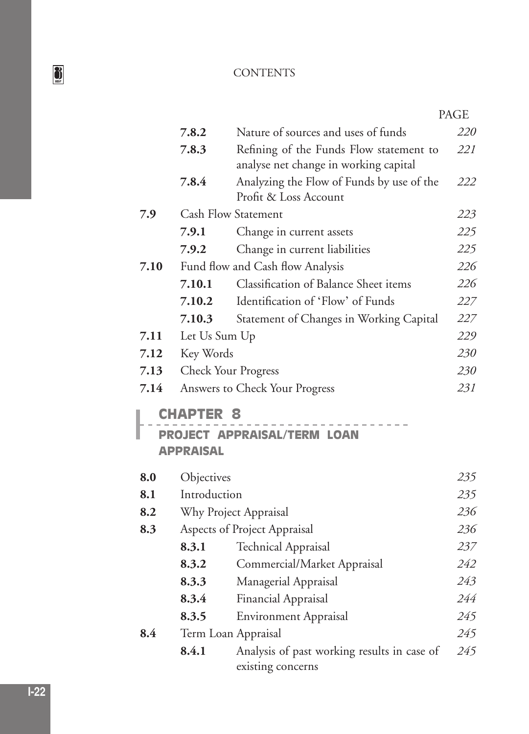| | | | PAGE |
|---|---|---|---|
| | **7.8.2** | Nature of sources and uses of funds | *220* |
| | **7.8.3** | Refining of the Funds Flow statement to analyse net change in working capital | *221* |
| | **7.8.4** | Analyzing the Flow of Funds by use of the Profit & Loss Account | *222* |
| **7.9** | Cash Flow Statement | | *223* |
| | **7.9.1** | Change in current assets | *225* |
| | **7.9.2** | Change in current liabilities | *225* |
| **7.10** | Fund flow and Cash flow Analysis | | *226* |
| | **7.10.1** | Classification of Balance Sheet items | *226* |
| | **7.10.2** | Identification of 'Flow' of Funds | *227* |
| | **7.10.3** | Statement of Changes in Working Capital | *227* |
| **7.11** | Let Us Sum Up | | *229* |
| **7.12** | Key Words | | *230* |
| **7.13** | Check Your Progress | | *230* |
| **7.14** | Answers to Check Your Progress | | *231* |

## CHAPTER 8

## PROJECT APPRAISAL/TERM LOAN APPRAISAL

| | | | |
|---|---|---|---|
| **8.0** | Objectives | | *235* |
| **8.1** | Introduction | | *235* |
| **8.2** | Why Project Appraisal | | *236* |
| **8.3** | Aspects of Project Appraisal | | *236* |
| | **8.3.1** | Technical Appraisal | *237* |
| | **8.3.2** | Commercial/Market Appraisal | *242* |
| | **8.3.3** | Managerial Appraisal | *243* |
| | **8.3.4** | Financial Appraisal | *244* |
| | **8.3.5** | Environment Appraisal | *245* |
| **8.4** | Term Loan Appraisal | | *245* |
| | **8.4.1** | Analysis of past working results in case of existing concerns | *245* |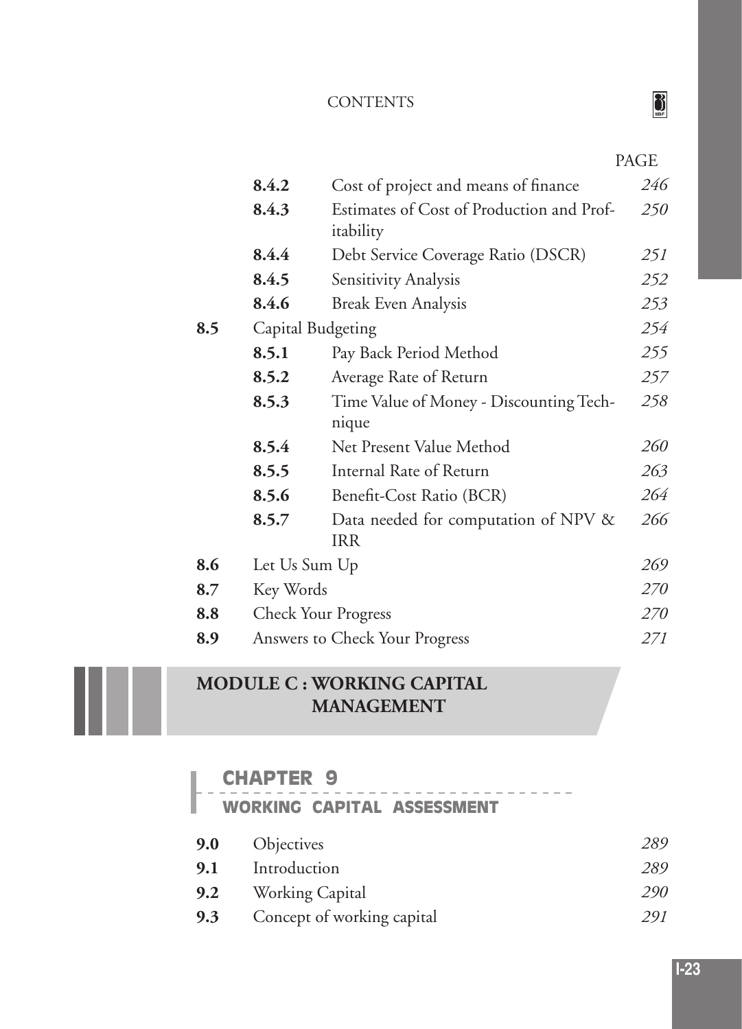| | | | PAGE |
|---|---|---|---|
| | **8.4.2** | Cost of project and means of finance | *246* |
| | **8.4.3** | Estimates of Cost of Production and Profitability | *250* |
| | **8.4.4** | Debt Service Coverage Ratio (DSCR) | *251* |
| | **8.4.5** | Sensitivity Analysis | *252* |
| | **8.4.6** | Break Even Analysis | *253* |
| **8.5** | Capital Budgeting | | *254* |
| | **8.5.1** | Pay Back Period Method | *255* |
| | **8.5.2** | Average Rate of Return | *257* |
| | **8.5.3** | Time Value of Money - Discounting Technique | *258* |
| | **8.5.4** | Net Present Value Method | *260* |
| | **8.5.5** | Internal Rate of Return | *263* |
| | **8.5.6** | Benefit-Cost Ratio (BCR) | *264* |
| | **8.5.7** | Data needed for computation of NPV & IRR | *266* |
| **8.6** | Let Us Sum Up | | *269* |
| **8.7** | Key Words | | *270* |
| **8.8** | Check Your Progress | | *270* |
| **8.9** | Answers to Check Your Progress | | *271* |

# MODULE C : WORKING CAPITAL MANAGEMENT

## CHAPTER 9

## WORKING CAPITAL ASSESSMENT

| | | |
|---|---|---|
| **9.0** | Objectives | *289* |
| **9.1** | Introduction | *289* |
| **9.2** | Working Capital | *290* |
| **9.3** | Concept of working capital | *291* |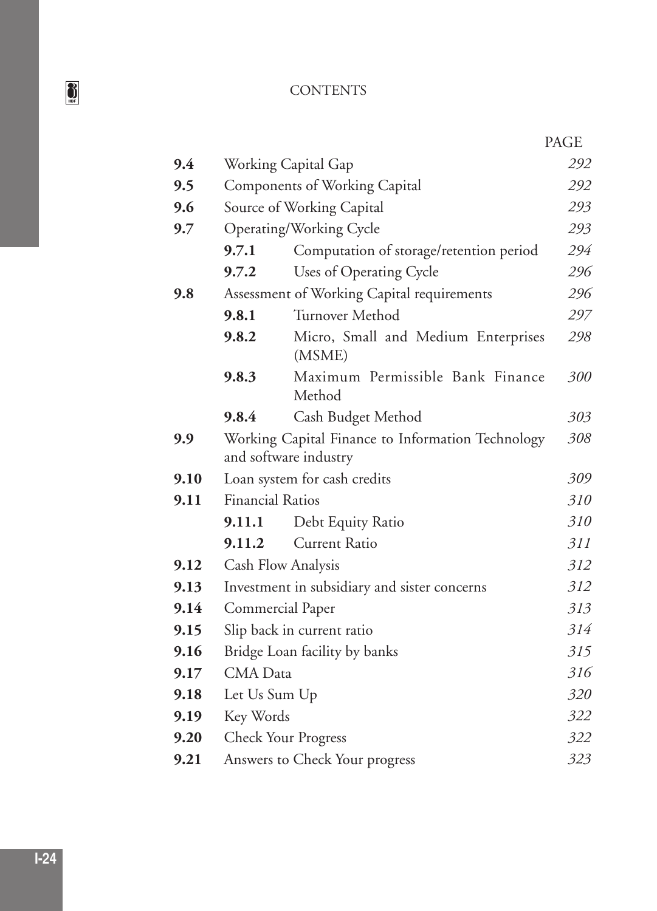| | | | PAGE |
|---|---|---|---|
| **9.4** | Working Capital Gap | | *292* |
| **9.5** | Components of Working Capital | | *292* |
| **9.6** | Source of Working Capital | | *293* |
| **9.7** | Operating/Working Cycle | | *293* |
| | **9.7.1** | Computation of storage/retention period | *294* |
| | **9.7.2** | Uses of Operating Cycle | *296* |
| **9.8** | Assessment of Working Capital requirements | | *296* |
| | **9.8.1** | Turnover Method | *297* |
| | **9.8.2** | Micro, Small and Medium Enterprises (MSME) | *298* |
| | **9.8.3** | Maximum Permissible Bank Finance Method | *300* |
| | **9.8.4** | Cash Budget Method | *303* |
| **9.9** | Working Capital Finance to Information Technology and software industry | | *308* |
| **9.10** | Loan system for cash credits | | *309* |
| **9.11** | Financial Ratios | | *310* |
| | **9.11.1** | Debt Equity Ratio | *310* |
| | **9.11.2** | Current Ratio | *311* |
| **9.12** | Cash Flow Analysis | | *312* |
| **9.13** | Investment in subsidiary and sister concerns | | *312* |
| **9.14** | Commercial Paper | | *313* |
| **9.15** | Slip back in current ratio | | *314* |
| **9.16** | Bridge Loan facility by banks | | *315* |
| **9.17** | CMA Data | | *316* |
| **9.18** | Let Us Sum Up | | *320* |
| **9.19** | Key Words | | *322* |
| **9.20** | Check Your Progress | | *322* |
| **9.21** | Answers to Check Your progress | | *323* |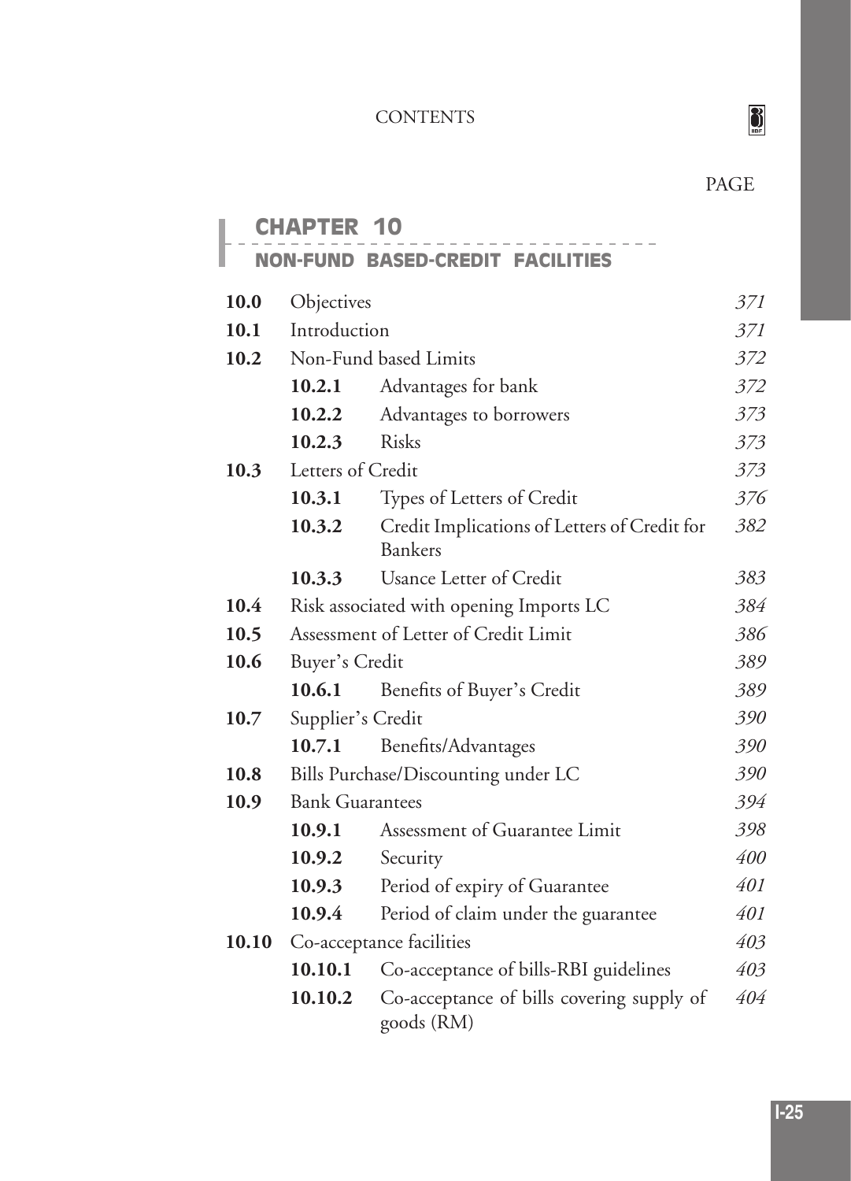CONTENTS

PAGE

## CHAPTER 10

## NON-FUND BASED-CREDIT FACILITIES

| | | | |
|---|---|---|---|
| **10.0** | Objectives | | *371* |
| **10.1** | Introduction | | *371* |
| **10.2** | Non-Fund based Limits | | *372* |
| | **10.2.1** | Advantages for bank | *372* |
| | **10.2.2** | Advantages to borrowers | *373* |
| | **10.2.3** | Risks | *373* |
| **10.3** | Letters of Credit | | *373* |
| | **10.3.1** | Types of Letters of Credit | *376* |
| | **10.3.2** | Credit Implications of Letters of Credit for Bankers | *382* |
| | **10.3.3** | Usance Letter of Credit | *383* |
| **10.4** | Risk associated with opening Imports LC | | *384* |
| **10.5** | Assessment of Letter of Credit Limit | | *386* |
| **10.6** | Buyer's Credit | | *389* |
| | **10.6.1** | Benefits of Buyer's Credit | *389* |
| **10.7** | Supplier's Credit | | *390* |
| | **10.7.1** | Benefits/Advantages | *390* |
| **10.8** | Bills Purchase/Discounting under LC | | *390* |
| **10.9** | Bank Guarantees | | *394* |
| | **10.9.1** | Assessment of Guarantee Limit | *398* |
| | **10.9.2** | Security | *400* |
| | **10.9.3** | Period of expiry of Guarantee | *401* |
| | **10.9.4** | Period of claim under the guarantee | *401* |
| **10.10** | Co-acceptance facilities | | *403* |
| | **10.10.1** | Co-acceptance of bills-RBI guidelines | *403* |
| | **10.10.2** | Co-acceptance of bills covering supply of goods (RM) | *404* |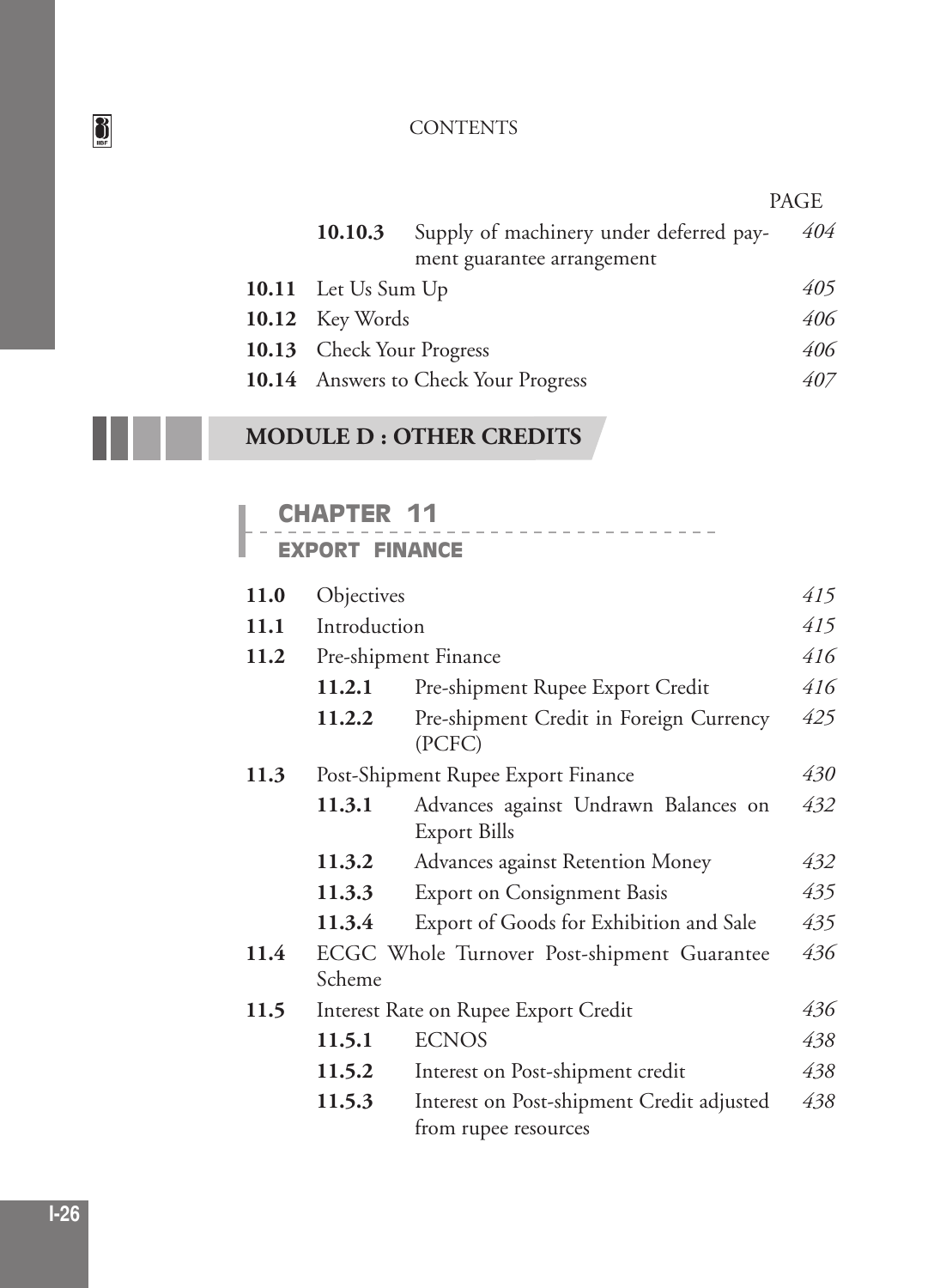| | | PAGE |
|---|---|---|
| | **10.10.3** Supply of machinery under deferred payment guarantee arrangement | *404* |
| **10.11** | Let Us Sum Up | *405* |
| **10.12** | Key Words | *406* |
| **10.13** | Check Your Progress | *406* |
| **10.14** | Answers to Check Your Progress | *407* |

## MODULE D : OTHER CREDITS

### CHAPTER 11

### EXPORT FINANCE

| | | |
|---|---|---|
| **11.0** | Objectives | *415* |
| **11.1** | Introduction | *415* |
| **11.2** | Pre-shipment Finance | *416* |
| | **11.2.1** Pre-shipment Rupee Export Credit | *416* |
| | **11.2.2** Pre-shipment Credit in Foreign Currency (PCFC) | *425* |
| **11.3** | Post-Shipment Rupee Export Finance | *430* |
| | **11.3.1** Advances against Undrawn Balances on Export Bills | *432* |
| | **11.3.2** Advances against Retention Money | *432* |
| | **11.3.3** Export on Consignment Basis | *435* |
| | **11.3.4** Export of Goods for Exhibition and Sale | *435* |
| **11.4** | ECGC Whole Turnover Post-shipment Guarantee Scheme | *436* |
| **11.5** | Interest Rate on Rupee Export Credit | *436* |
| | **11.5.1** ECNOS | *438* |
| | **11.5.2** Interest on Post-shipment credit | *438* |
| | **11.5.3** Interest on Post-shipment Credit adjusted from rupee resources | *438* |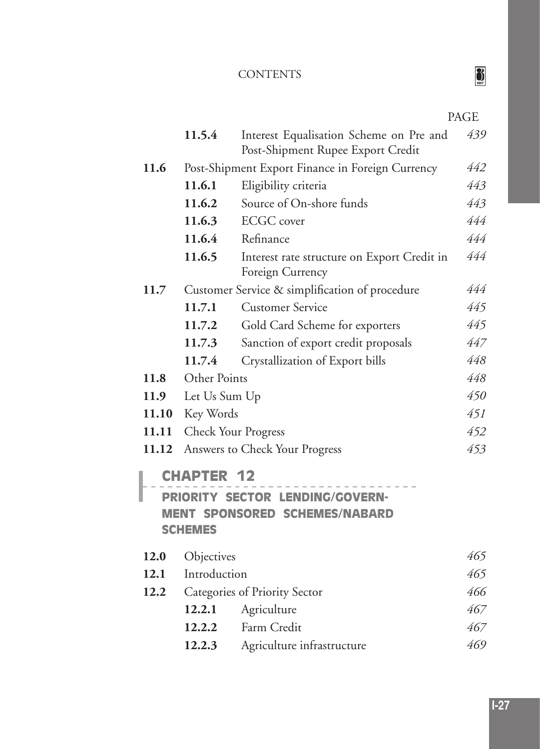| | | | PAGE |
|---|---|---|---|
| | **11.5.4** | Interest Equalisation Scheme on Pre and Post-Shipment Rupee Export Credit | *439* |
| **11.6** | Post-Shipment Export Finance in Foreign Currency | | *442* |
| | **11.6.1** | Eligibility criteria | *443* |
| | **11.6.2** | Source of On-shore funds | *443* |
| | **11.6.3** | ECGC cover | *444* |
| | **11.6.4** | Refinance | *444* |
| | **11.6.5** | Interest rate structure on Export Credit in Foreign Currency | *444* |
| **11.7** | Customer Service & simplification of procedure | | *444* |
| | **11.7.1** | Customer Service | *445* |
| | **11.7.2** | Gold Card Scheme for exporters | *445* |
| | **11.7.3** | Sanction of export credit proposals | *447* |
| | **11.7.4** | Crystallization of Export bills | *448* |
| **11.8** | Other Points | | *448* |
| **11.9** | Let Us Sum Up | | *450* |
| **11.10** | Key Words | | *451* |
| **11.11** | Check Your Progress | | *452* |
| **11.12** | Answers to Check Your Progress | | *453* |

## CHAPTER 12

## PRIORITY SECTOR LENDING/GOVERNMENT SPONSORED SCHEMES/NABARD SCHEMES

| | | | |
|---|---|---|---|
| **12.0** | Objectives | | *465* |
| **12.1** | Introduction | | *465* |
| **12.2** | Categories of Priority Sector | | *466* |
| | **12.2.1** | Agriculture | *467* |
| | **12.2.2** | Farm Credit | *467* |
| | **12.2.3** | Agriculture infrastructure | *469* |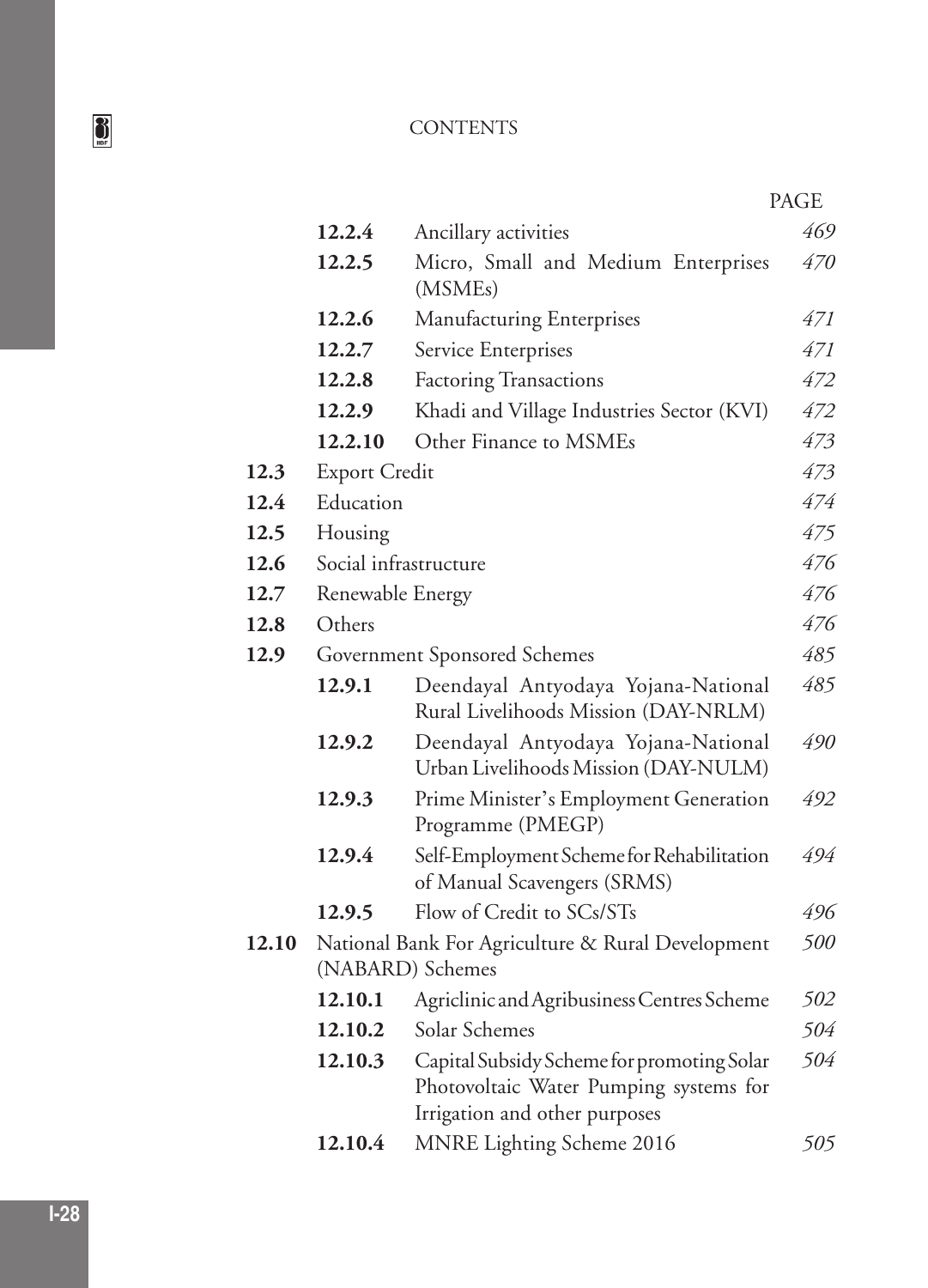| | | | PAGE |
|---|---|---|---|
| | **12.2.4** | Ancillary activities | *469* |
| | **12.2.5** | Micro, Small and Medium Enterprises (MSMEs) | *470* |
| | **12.2.6** | Manufacturing Enterprises | *471* |
| | **12.2.7** | Service Enterprises | *471* |
| | **12.2.8** | Factoring Transactions | *472* |
| | **12.2.9** | Khadi and Village Industries Sector (KVI) | *472* |
| | **12.2.10** | Other Finance to MSMEs | *473* |
| **12.3** | Export Credit | | *473* |
| **12.4** | Education | | *474* |
| **12.5** | Housing | | *475* |
| **12.6** | Social infrastructure | | *476* |
| **12.7** | Renewable Energy | | *476* |
| **12.8** | Others | | *476* |
| **12.9** | Government Sponsored Schemes | | *485* |
| | **12.9.1** | Deendayal Antyodaya Yojana-National Rural Livelihoods Mission (DAY-NRLM) | *485* |
| | **12.9.2** | Deendayal Antyodaya Yojana-National Urban Livelihoods Mission (DAY-NULM) | *490* |
| | **12.9.3** | Prime Minister's Employment Generation Programme (PMEGP) | *492* |
| | **12.9.4** | Self-Employment Scheme for Rehabilitation of Manual Scavengers (SRMS) | *494* |
| | **12.9.5** | Flow of Credit to SCs/STs | *496* |
| **12.10** | National Bank For Agriculture & Rural Development (NABARD) Schemes | | *500* |
| | **12.10.1** | Agriclinic and Agribusiness Centres Scheme | *502* |
| | **12.10.2** | Solar Schemes | *504* |
| | **12.10.3** | Capital Subsidy Scheme for promoting Solar Photovoltaic Water Pumping systems for Irrigation and other purposes | *504* |
| | **12.10.4** | MNRE Lighting Scheme 2016 | *505* |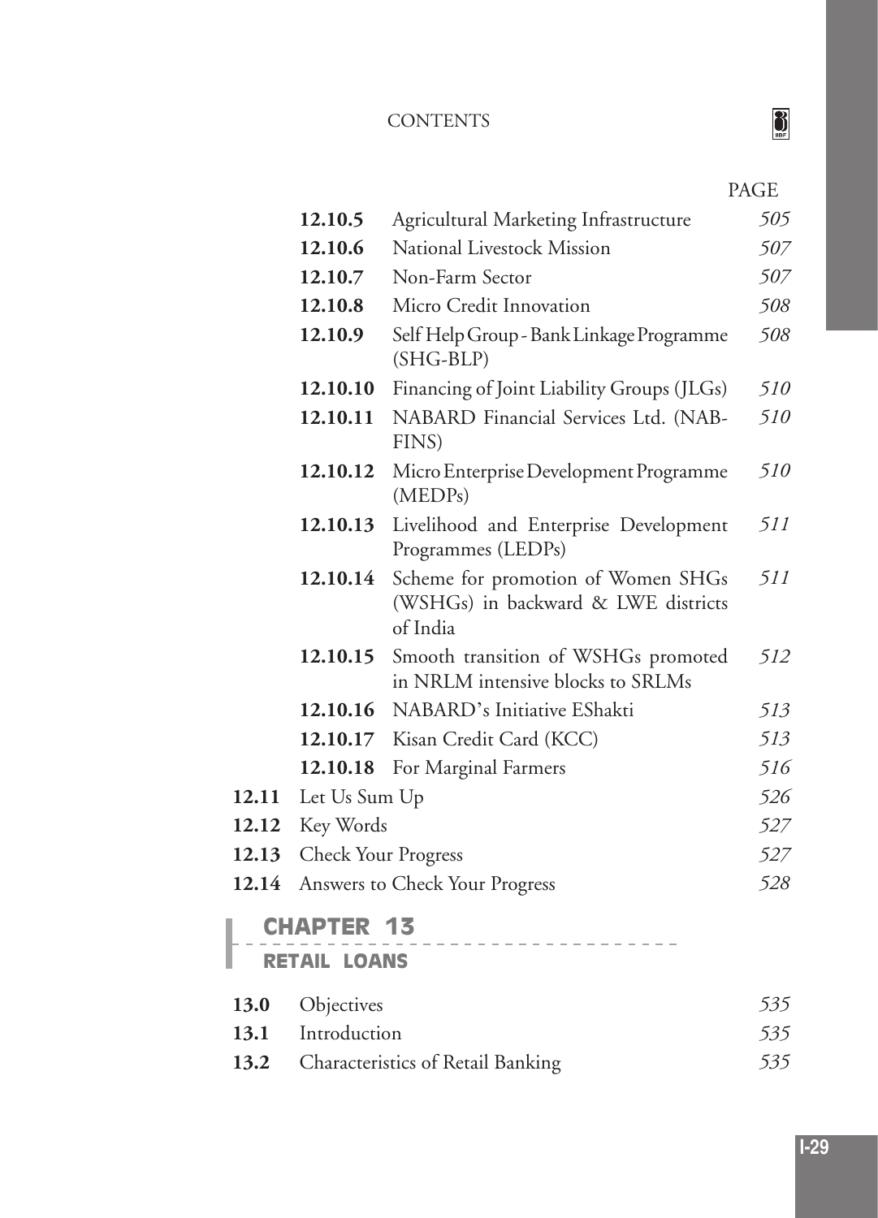| | | PAGE |
|---|---|---|
| **12.10.5** | Agricultural Marketing Infrastructure | *505* |
| **12.10.6** | National Livestock Mission | *507* |
| **12.10.7** | Non-Farm Sector | *507* |
| **12.10.8** | Micro Credit Innovation | *508* |
| **12.10.9** | Self Help Group - Bank Linkage Programme (SHG-BLP) | *508* |
| **12.10.10** | Financing of Joint Liability Groups (JLGs) | *510* |
| **12.10.11** | NABARD Financial Services Ltd. (NAB-FINS) | *510* |
| **12.10.12** | Micro Enterprise Development Programme (MEDPs) | *510* |
| **12.10.13** | Livelihood and Enterprise Development Programmes (LEDPs) | *511* |
| **12.10.14** | Scheme for promotion of Women SHGs (WSHGs) in backward & LWE districts of India | *511* |
| **12.10.15** | Smooth transition of WSHGs promoted in NRLM intensive blocks to SRLMs | *512* |
| **12.10.16** | NABARD's Initiative EShakti | *513* |
| **12.10.17** | Kisan Credit Card (KCC) | *513* |
| **12.10.18** | For Marginal Farmers | *516* |
| **12.11** | Let Us Sum Up | *526* |
| **12.12** | Key Words | *527* |
| **12.13** | Check Your Progress | *527* |
| **12.14** | Answers to Check Your Progress | *528* |

## CHAPTER 13

## RETAIL LOANS

| | | |
|---|---|---|
| **13.0** | Objectives | *535* |
| **13.1** | Introduction | *535* |
| **13.2** | Characteristics of Retail Banking | *535* |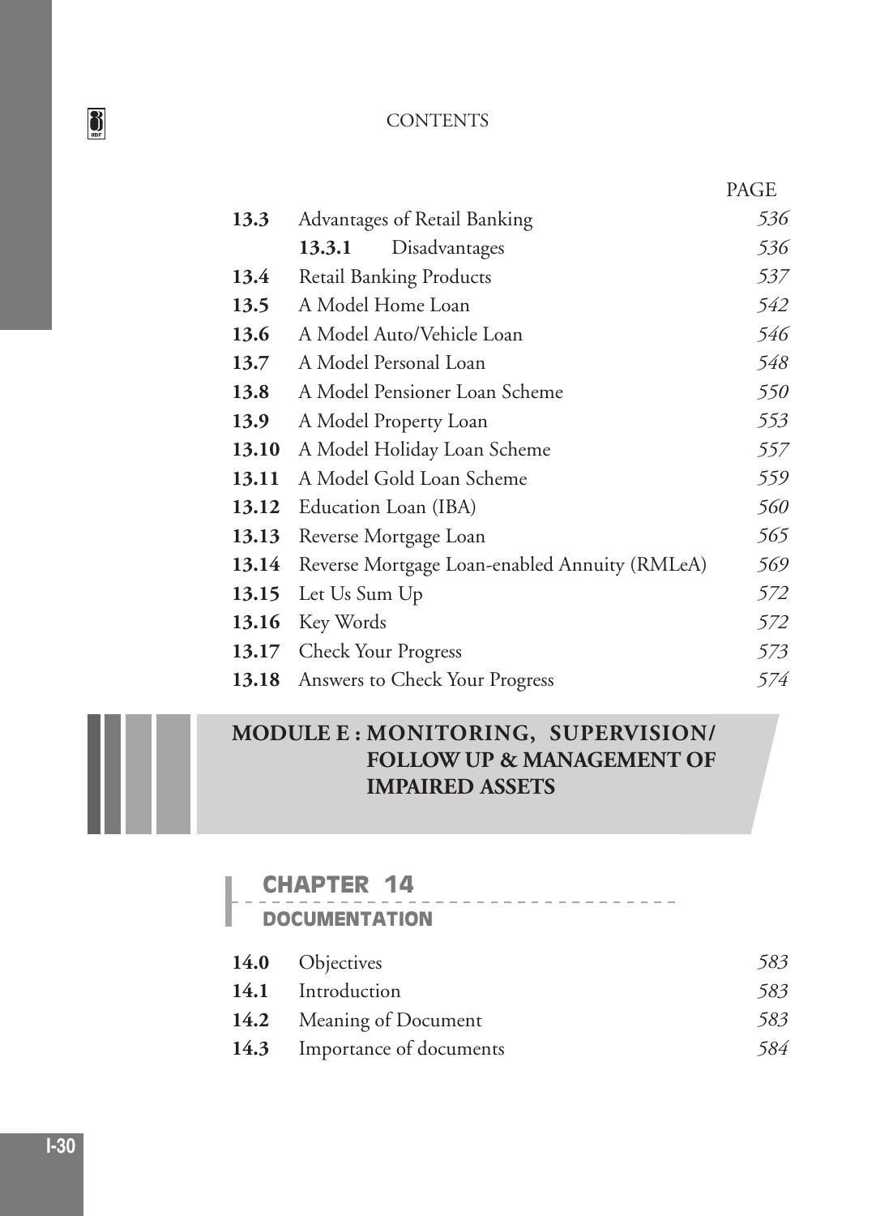| | | PAGE |
|---|---|---|
| **13.3** | Advantages of Retail Banking | *536* |
| | **13.3.1** Disadvantages | *536* |
| **13.4** | Retail Banking Products | *537* |
| **13.5** | A Model Home Loan | *542* |
| **13.6** | A Model Auto/Vehicle Loan | *546* |
| **13.7** | A Model Personal Loan | *548* |
| **13.8** | A Model Pensioner Loan Scheme | *550* |
| **13.9** | A Model Property Loan | *553* |
| **13.10** | A Model Holiday Loan Scheme | *557* |
| **13.11** | A Model Gold Loan Scheme | *559* |
| **13.12** | Education Loan (IBA) | *560* |
| **13.13** | Reverse Mortgage Loan | *565* |
| **13.14** | Reverse Mortgage Loan-enabled Annuity (RMLeA) | *569* |
| **13.15** | Let Us Sum Up | *572* |
| **13.16** | Key Words | *572* |
| **13.17** | Check Your Progress | *573* |
| **13.18** | Answers to Check Your Progress | *574* |

# MODULE E : MONITORING, SUPERVISION/ FOLLOW UP & MANAGEMENT OF IMPAIRED ASSETS

## CHAPTER 14
## DOCUMENTATION

| | | |
|---|---|---|
| **14.0** | Objectives | *583* |
| **14.1** | Introduction | *583* |
| **14.2** | Meaning of Document | *583* |
| **14.3** | Importance of documents | *584* |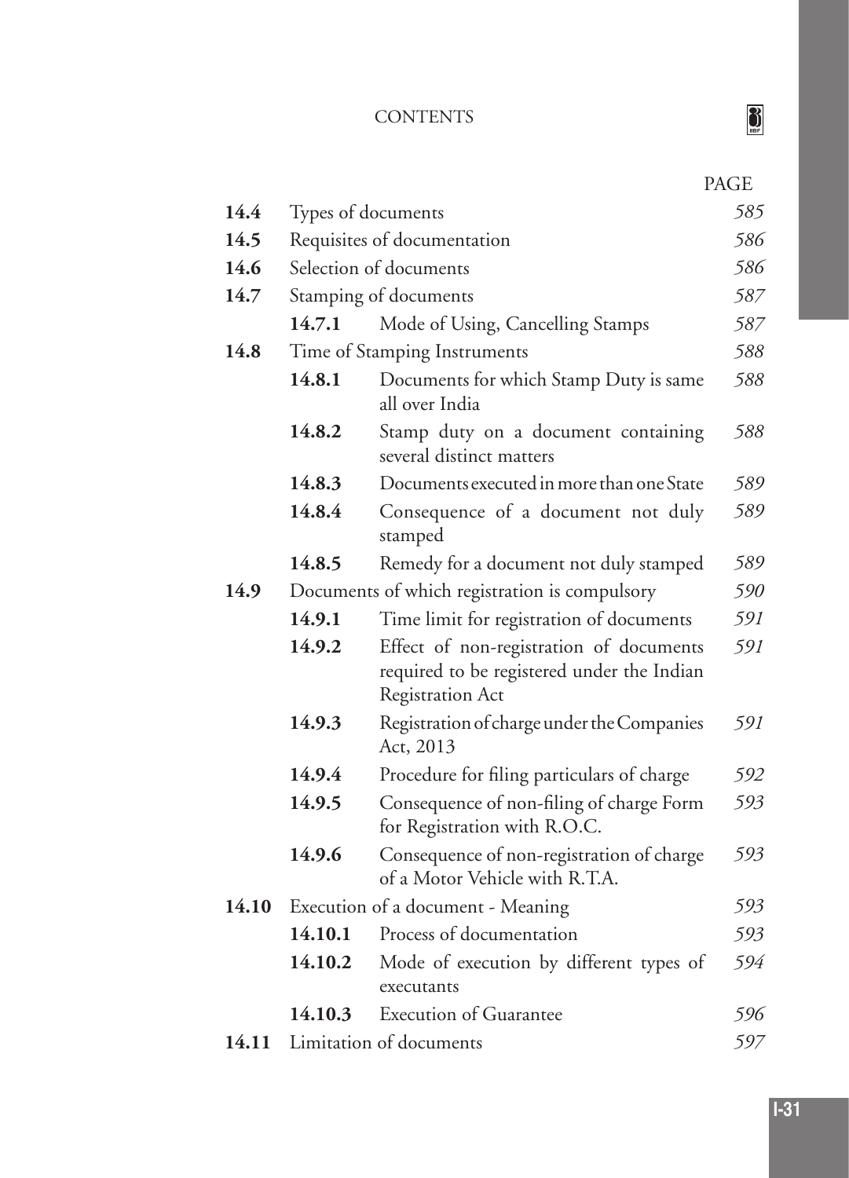| | | | PAGE |
|---|---|---|---|
| **14.4** | Types of documents | | *585* |
| **14.5** | Requisites of documentation | | *586* |
| **14.6** | Selection of documents | | *586* |
| **14.7** | Stamping of documents | | *587* |
| | **14.7.1** | Mode of Using, Cancelling Stamps | *587* |
| **14.8** | Time of Stamping Instruments | | *588* |
| | **14.8.1** | Documents for which Stamp Duty is same all over India | *588* |
| | **14.8.2** | Stamp duty on a document containing several distinct matters | *588* |
| | **14.8.3** | Documents executed in more than one State | *589* |
| | **14.8.4** | Consequence of a document not duly stamped | *589* |
| | **14.8.5** | Remedy for a document not duly stamped | *589* |
| **14.9** | Documents of which registration is compulsory | | *590* |
| | **14.9.1** | Time limit for registration of documents | *591* |
| | **14.9.2** | Effect of non-registration of documents required to be registered under the Indian Registration Act | *591* |
| | **14.9.3** | Registration of charge under the Companies Act, 2013 | *591* |
| | **14.9.4** | Procedure for filing particulars of charge | *592* |
| | **14.9.5** | Consequence of non-filing of charge Form for Registration with R.O.C. | *593* |
| | **14.9.6** | Consequence of non-registration of charge of a Motor Vehicle with R.T.A. | *593* |
| **14.10** | Execution of a document - Meaning | | *593* |
| | **14.10.1** | Process of documentation | *593* |
| | **14.10.2** | Mode of execution by different types of executants | *594* |
| | **14.10.3** | Execution of Guarantee | *596* |
| **14.11** | Limitation of documents | | *597* |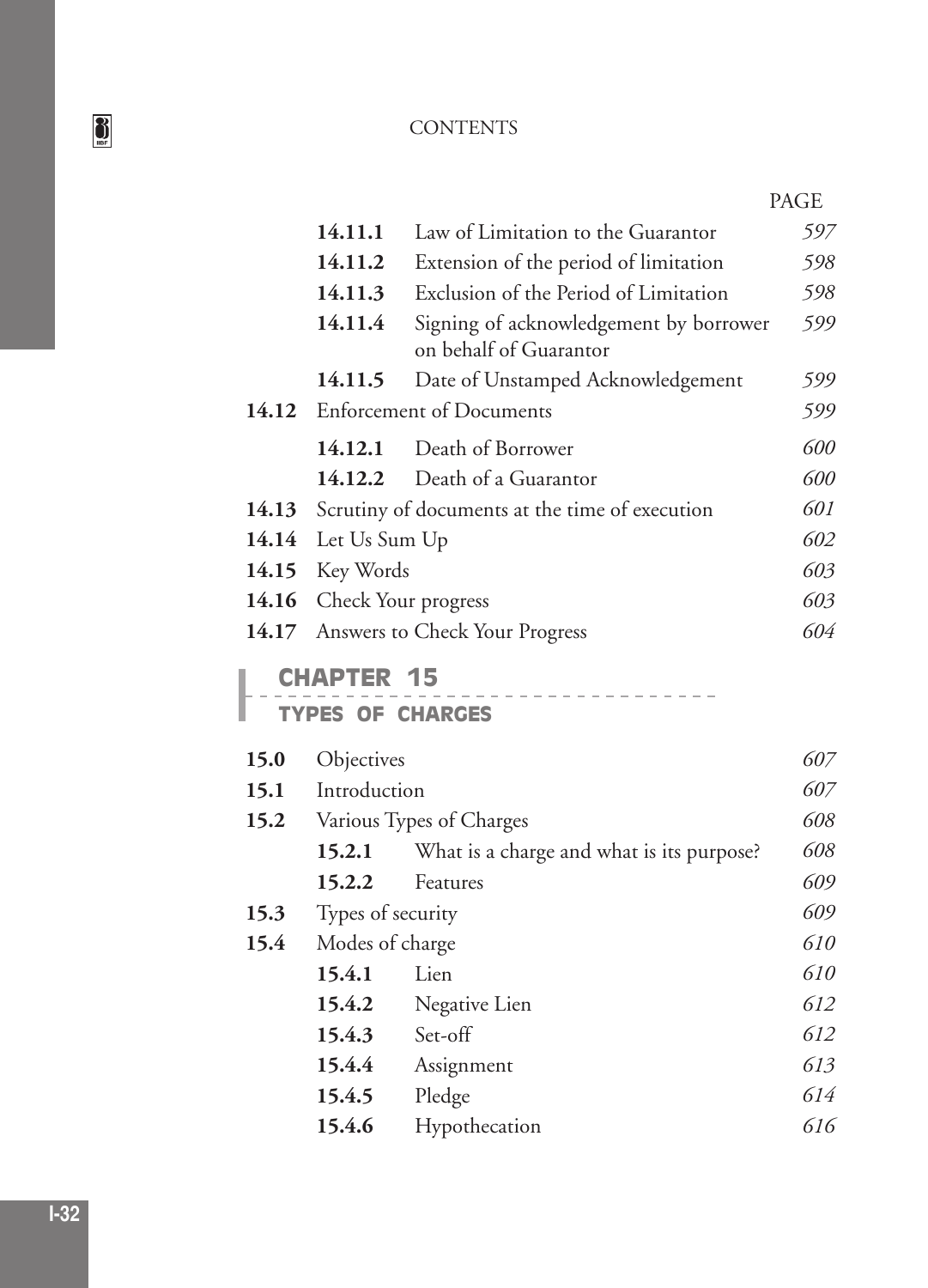| | | | PAGE |
|---|---|---|---|
| | **14.11.1** | Law of Limitation to the Guarantor | *597* |
| | **14.11.2** | Extension of the period of limitation | *598* |
| | **14.11.3** | Exclusion of the Period of Limitation | *598* |
| | **14.11.4** | Signing of acknowledgement by borrower on behalf of Guarantor | *599* |
| | **14.11.5** | Date of Unstamped Acknowledgement | *599* |
| **14.12** | Enforcement of Documents | | *599* |
| | **14.12.1** | Death of Borrower | *600* |
| | **14.12.2** | Death of a Guarantor | *600* |
| **14.13** | Scrutiny of documents at the time of execution | | *601* |
| **14.14** | Let Us Sum Up | | *602* |
| **14.15** | Key Words | | *603* |
| **14.16** | Check Your progress | | *603* |
| **14.17** | Answers to Check Your Progress | | *604* |

## CHAPTER 15

### TYPES OF CHARGES

| | | | |
|---|---|---|---|
| **15.0** | Objectives | | *607* |
| **15.1** | Introduction | | *607* |
| **15.2** | Various Types of Charges | | *608* |
| | **15.2.1** | What is a charge and what is its purpose? | *608* |
| | **15.2.2** | Features | *609* |
| **15.3** | Types of security | | *609* |
| **15.4** | Modes of charge | | *610* |
| | **15.4.1** | Lien | *610* |
| | **15.4.2** | Negative Lien | *612* |
| | **15.4.3** | Set-off | *612* |
| | **15.4.4** | Assignment | *613* |
| | **15.4.5** | Pledge | *614* |
| | **15.4.6** | Hypothecation | *616* |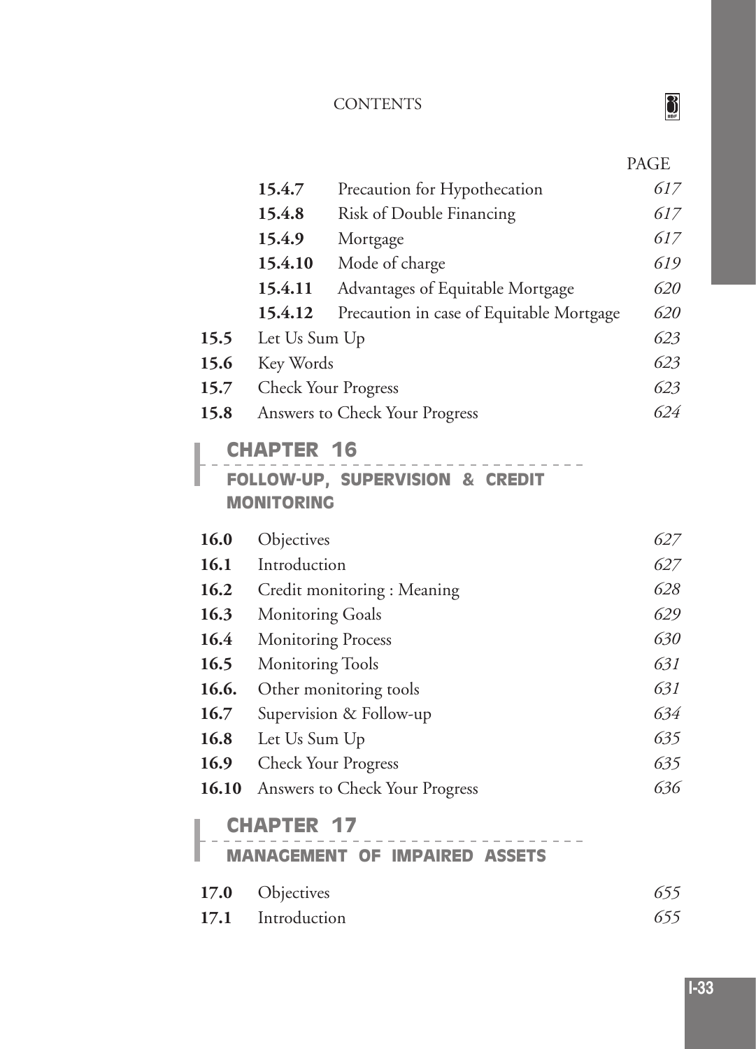| | | PAGE |
|---|---|---|
| 15.4.7 | Precaution for Hypothecation | *617* |
| 15.4.8 | Risk of Double Financing | *617* |
| 15.4.9 | Mortgage | *617* |
| 15.4.10 | Mode of charge | *619* |
| 15.4.11 | Advantages of Equitable Mortgage | *620* |
| 15.4.12 | Precaution in case of Equitable Mortgage | *620* |
| **15.5** | Let Us Sum Up | *623* |
| **15.6** | Key Words | *623* |
| **15.7** | Check Your Progress | *623* |
| **15.8** | Answers to Check Your Progress | *624* |

## CHAPTER 16

### FOLLOW-UP, SUPERVISION & CREDIT MONITORING

| | | |
|---|---|---|
| **16.0** | Objectives | *627* |
| **16.1** | Introduction | *627* |
| **16.2** | Credit monitoring : Meaning | *628* |
| **16.3** | Monitoring Goals | *629* |
| **16.4** | Monitoring Process | *630* |
| **16.5** | Monitoring Tools | *631* |
| **16.6.** | Other monitoring tools | *631* |
| **16.7** | Supervision & Follow-up | *634* |
| **16.8** | Let Us Sum Up | *635* |
| **16.9** | Check Your Progress | *635* |
| **16.10** | Answers to Check Your Progress | *636* |

## CHAPTER 17

### MANAGEMENT OF IMPAIRED ASSETS

| | | |
|---|---|---|
| **17.0** | Objectives | *655* |
| **17.1** | Introduction | *655* |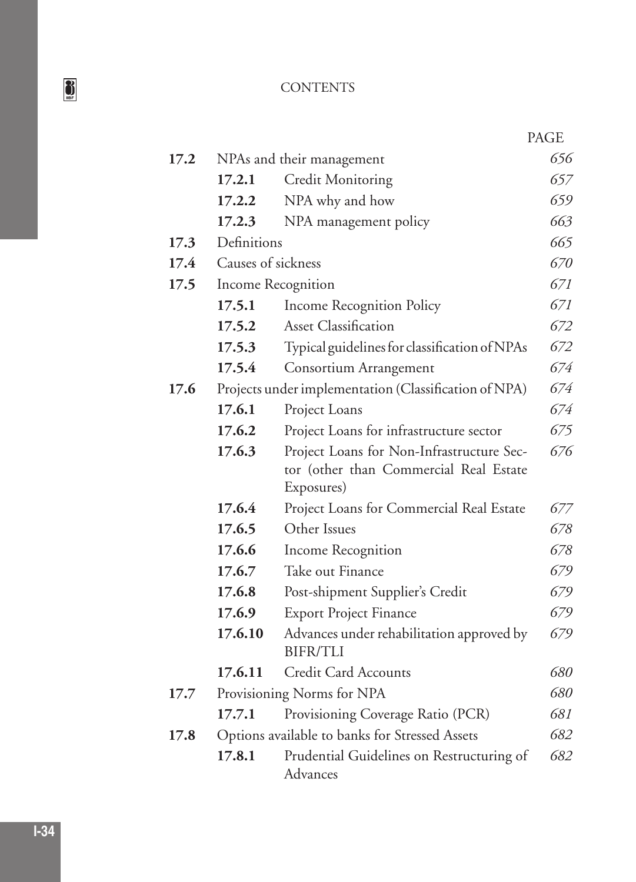| | | | PAGE |
|---|---|---|---|
| **17.2** | NPAs and their management | | *656* |
| | **17.2.1** | Credit Monitoring | *657* |
| | **17.2.2** | NPA why and how | *659* |
| | **17.2.3** | NPA management policy | *663* |
| **17.3** | Definitions | | *665* |
| **17.4** | Causes of sickness | | *670* |
| **17.5** | Income Recognition | | *671* |
| | **17.5.1** | Income Recognition Policy | *671* |
| | **17.5.2** | Asset Classification | *672* |
| | **17.5.3** | Typical guidelines for classification of NPAs | *672* |
| | **17.5.4** | Consortium Arrangement | *674* |
| **17.6** | Projects under implementation (Classification of NPA) | | *674* |
| | **17.6.1** | Project Loans | *674* |
| | **17.6.2** | Project Loans for infrastructure sector | *675* |
| | **17.6.3** | Project Loans for Non-Infrastructure Sector (other than Commercial Real Estate Exposures) | *676* |
| | **17.6.4** | Project Loans for Commercial Real Estate | *677* |
| | **17.6.5** | Other Issues | *678* |
| | **17.6.6** | Income Recognition | *678* |
| | **17.6.7** | Take out Finance | *679* |
| | **17.6.8** | Post-shipment Supplier's Credit | *679* |
| | **17.6.9** | Export Project Finance | *679* |
| | **17.6.10** | Advances under rehabilitation approved by BIFR/TLI | *679* |
| | **17.6.11** | Credit Card Accounts | *680* |
| **17.7** | Provisioning Norms for NPA | | *680* |
| | **17.7.1** | Provisioning Coverage Ratio (PCR) | *681* |
| **17.8** | Options available to banks for Stressed Assets | | *682* |
| | **17.8.1** | Prudential Guidelines on Restructuring of Advances | *682* |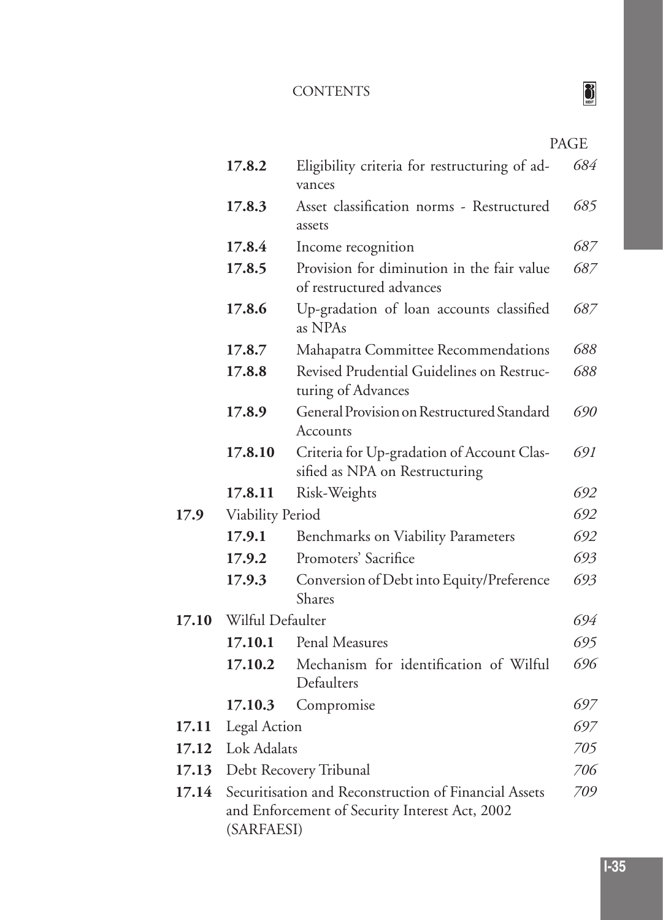| | | | PAGE |
|---|---|---|---|
| | **17.8.2** | Eligibility criteria for restructuring of advances | *684* |
| | **17.8.3** | Asset classification norms - Restructured assets | *685* |
| | **17.8.4** | Income recognition | *687* |
| | **17.8.5** | Provision for diminution in the fair value of restructured advances | *687* |
| | **17.8.6** | Up-gradation of loan accounts classified as NPAs | *687* |
| | **17.8.7** | Mahapatra Committee Recommendations | *688* |
| | **17.8.8** | Revised Prudential Guidelines on Restructuring of Advances | *688* |
| | **17.8.9** | General Provision on Restructured Standard Accounts | *690* |
| | **17.8.10** | Criteria for Up-gradation of Account Classified as NPA on Restructuring | *691* |
| | **17.8.11** | Risk-Weights | *692* |
| **17.9** | Viability Period | | *692* |
| | **17.9.1** | Benchmarks on Viability Parameters | *692* |
| | **17.9.2** | Promoters' Sacrifice | *693* |
| | **17.9.3** | Conversion of Debt into Equity/Preference Shares | *693* |
| **17.10** | Wilful Defaulter | | *694* |
| | **17.10.1** | Penal Measures | *695* |
| | **17.10.2** | Mechanism for identification of Wilful Defaulters | *696* |
| | **17.10.3** | Compromise | *697* |
| **17.11** | Legal Action | | *697* |
| **17.12** | Lok Adalats | | *705* |
| **17.13** | Debt Recovery Tribunal | | *706* |
| **17.14** | Securitisation and Reconstruction of Financial Assets and Enforcement of Security Interest Act, 2002 (SARFAESI) | | *709* |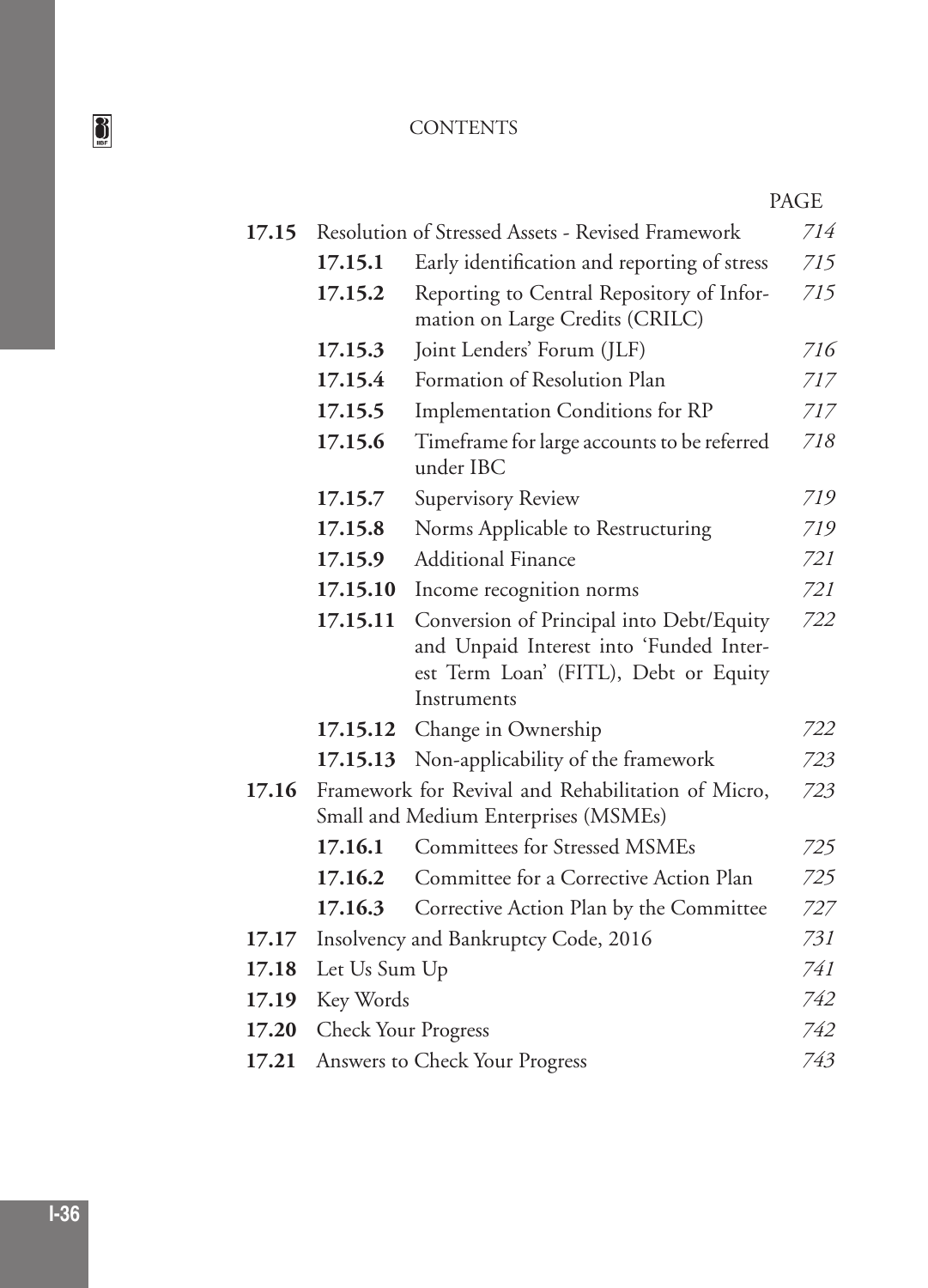## CONTENTS

| | | | PAGE |
|---|---|---|---|
| **17.15** | Resolution of Stressed Assets - Revised Framework | | *714* |
| | **17.15.1** | Early identification and reporting of stress | *715* |
| | **17.15.2** | Reporting to Central Repository of Information on Large Credits (CRILC) | *715* |
| | **17.15.3** | Joint Lenders' Forum (JLF) | *716* |
| | **17.15.4** | Formation of Resolution Plan | *717* |
| | **17.15.5** | Implementation Conditions for RP | *717* |
| | **17.15.6** | Timeframe for large accounts to be referred under IBC | *718* |
| | **17.15.7** | Supervisory Review | *719* |
| | **17.15.8** | Norms Applicable to Restructuring | *719* |
| | **17.15.9** | Additional Finance | *721* |
| | **17.15.10** | Income recognition norms | *721* |
| | **17.15.11** | Conversion of Principal into Debt/Equity and Unpaid Interest into 'Funded Interest Term Loan' (FITL), Debt or Equity Instruments | *722* |
| | **17.15.12** | Change in Ownership | *722* |
| | **17.15.13** | Non-applicability of the framework | *723* |
| **17.16** | Framework for Revival and Rehabilitation of Micro, Small and Medium Enterprises (MSMEs) | | *723* |
| | **17.16.1** | Committees for Stressed MSMEs | *725* |
| | **17.16.2** | Committee for a Corrective Action Plan | *725* |
| | **17.16.3** | Corrective Action Plan by the Committee | *727* |
| **17.17** | Insolvency and Bankruptcy Code, 2016 | | *731* |
| **17.18** | Let Us Sum Up | | *741* |
| **17.19** | Key Words | | *742* |
| **17.20** | Check Your Progress | | *742* |
| **17.21** | Answers to Check Your Progress | | *743* |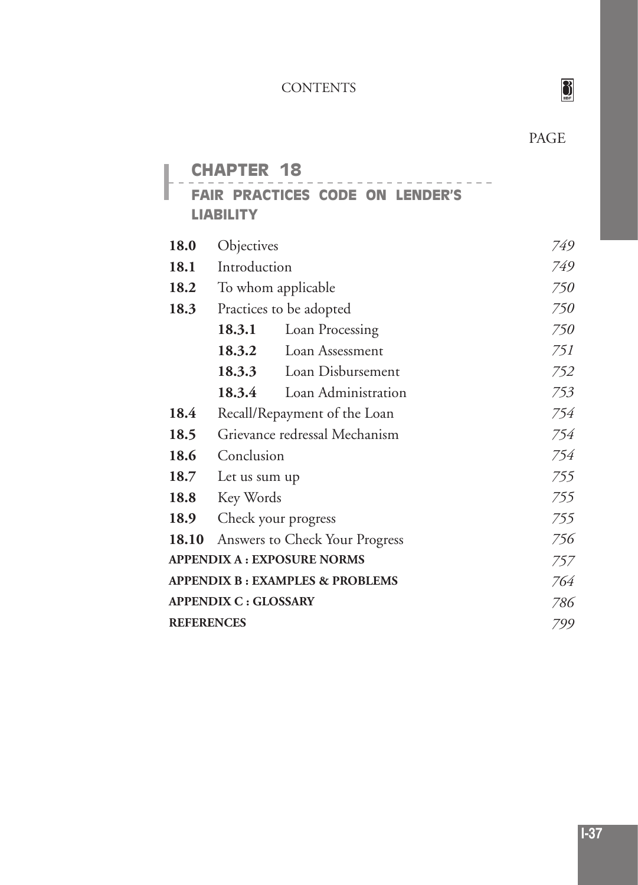CONTENTS

PAGE

## CHAPTER 18

## FAIR PRACTICES CODE ON LENDER'S LIABILITY

| | | | |
|---|---|---|---|
| **18.0** | Objectives | | *749* |
| **18.1** | Introduction | | *749* |
| **18.2** | To whom applicable | | *750* |
| **18.3** | Practices to be adopted | | *750* |
| | **18.3.1** | Loan Processing | *750* |
| | **18.3.2** | Loan Assessment | *751* |
| | **18.3.3** | Loan Disbursement | *752* |
| | **18.3.4** | Loan Administration | *753* |
| **18.4** | Recall/Repayment of the Loan | | *754* |
| **18.5** | Grievance redressal Mechanism | | *754* |
| **18.6** | Conclusion | | *754* |
| **18.7** | Let us sum up | | *755* |
| **18.8** | Key Words | | *755* |
| **18.9** | Check your progress | | *755* |
| **18.10** | Answers to Check Your Progress | | *756* |
| **APPENDIX A : EXPOSURE NORMS** | | | *757* |
| **APPENDIX B : EXAMPLES & PROBLEMS** | | | *764* |
| **APPENDIX C : GLOSSARY** | | | *786* |
| **REFERENCES** | | | *799* |